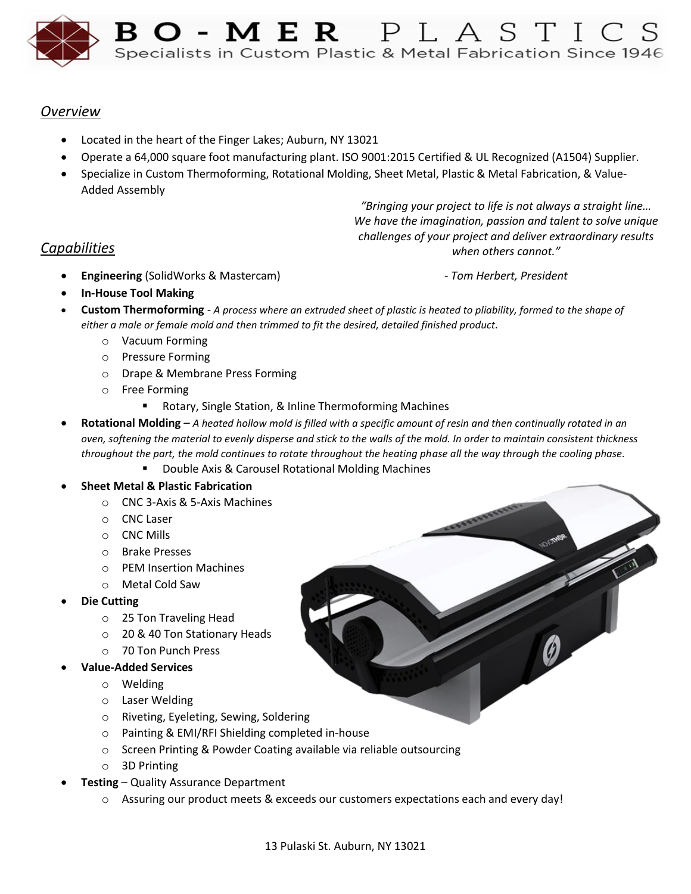# BO-MER PLASTICS

Specialists in Custom Plastic & Metal Fabrication Since 1946

## *Overview*

- Located in the heart of the Finger Lakes; Auburn, NY 13021
- Operate a 64,000 square foot manufacturing plant. ISO 9001:2015 Certified & UL Recognized (A1504) Supplier.
- Specialize in Custom Thermoforming, Rotational Molding, Sheet Metal, Plastic & Metal Fabrication, & Value-Added Assembly

*"Bringing your project to life is not always a straight line… We have the imagination, passion and talent to solve unique challenges of your project and deliver extraordinary results when others cannot."*

*- Tom Herbert, President*

## *Capabilities*

- **Engineering** (SolidWorks & Mastercam)
- **In-House Tool Making**
- **Custom Thermoforming** - *A process where an extruded sheet of plastic is heated to pliability, formed to the shape of either a male or female mold and then trimmed to fit the desired, detailed finished product.*
  - Vacuum Forming
  - Pressure Forming
  - Drape & Membrane Press Forming
  - Free Forming
    - Rotary, Single Station, & Inline Thermoforming Machines
- **Rotational Molding** – *A heated hollow mold is filled with a specific amount of resin and then continually rotated in an oven, softening the material to evenly disperse and stick to the walls of the mold. In order to maintain consistent thickness throughout the part, the mold continues to rotate throughout the heating phase all the way through the cooling phase.*
    - Double Axis & Carousel Rotational Molding Machines
- **Sheet Metal & Plastic Fabrication**
  - CNC 3-Axis & 5-Axis Machines
  - CNC Laser
  - CNC Mills
  - Brake Presses
  - PEM Insertion Machines
  - Metal Cold Saw
- **Die Cutting**
  - 25 Ton Traveling Head
  - 20 & 40 Ton Stationary Heads
  - 70 Ton Punch Press
- **Value-Added Services**
  - Welding
  - Laser Welding
  - Riveting, Eyeleting, Sewing, Soldering
  - Painting & EMI/RFI Shielding completed in-house
  - Screen Printing & Powder Coating available via reliable outsourcing
  - 3D Printing
- **Testing** – Quality Assurance Department
  - Assuring our product meets & exceeds our customers expectations each and every day!

13 Pulaski St. Auburn, NY 13021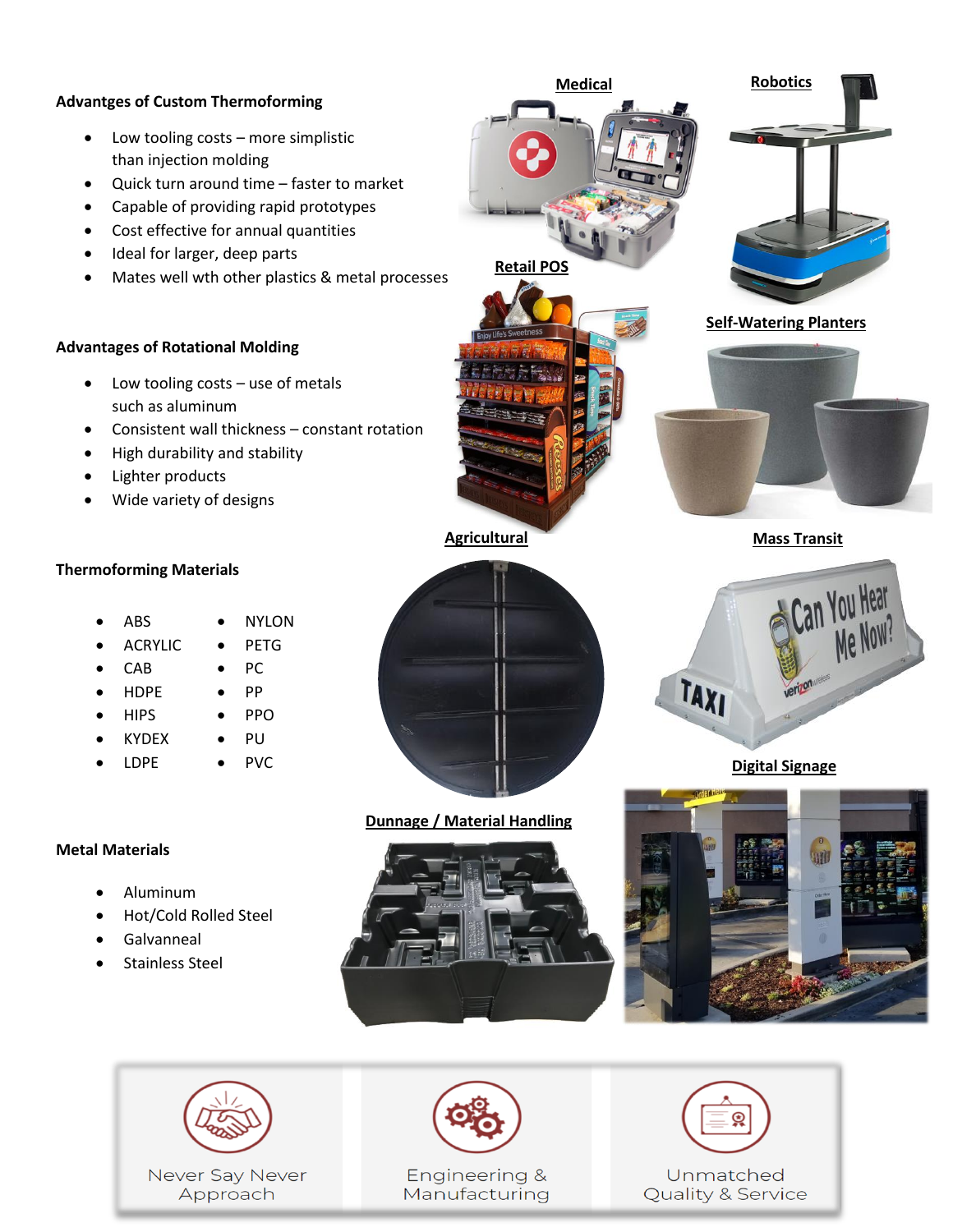**Advantges of Custom Thermoforming**

- Low tooling costs – more simplistic than injection molding
- Quick turn around time – faster to market
- Capable of providing rapid prototypes
- Cost effective for annual quantities
- Ideal for larger, deep parts
- Mates well wth other plastics & metal processes

**Advantages of Rotational Molding**

- Low tooling costs – use of metals such as aluminum
- Consistent wall thickness – constant rotation
- High durability and stability
- Lighter products
- Wide variety of designs

**Thermoforming Materials**

- ABS
- ACRYLIC
- CAB
- HDPE
- HIPS
- KYDEX
- LDPE
- NYLON
- PETG
- PC
- PP
- PPO
- PU
- PVC

**Metal Materials**

- Aluminum
- Hot/Cold Rolled Steel
- Galvanneal
- Stainless Steel

**Medical**

**Robotics**

**Retail POS**

**Self-Watering Planters**

**Agricultural**

**Mass Transit**

**Digital Signage**

**Dunnage / Material Handling**

Never Say Never Approach

Engineering & Manufacturing

Unmatched Quality & Service